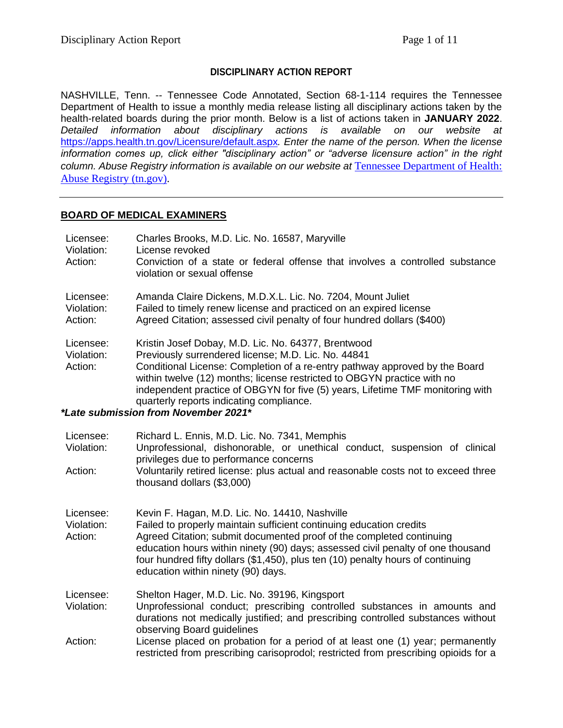**DISCIPLINARY ACTION REPORT**

NASHVILLE, Tenn. -- Tennessee Code Annotated, Section 68-1-114 requires the Tennessee Department of Health to issue a monthly media release listing all disciplinary actions taken by the health-related boards during the prior month. Below is a list of actions taken in **JANUARY 2022**. *Detailed information about disciplinary actions is available on our website at* https://apps.health.tn.gov/Licensure/default.aspx*. Enter the name of the person. When the license information comes up, click either "disciplinary action" or "adverse licensure action" in the right column. Abuse Registry information is available on our website at* [Tennessee Department of Health: Abuse Registry (tn.gov)](Tennessee Department of Health: Abuse Registry (tn.gov)).

---

## BOARD OF MEDICAL EXAMINERS

Licensee: Charles Brooks, M.D. Lic. No. 16587, Maryville
Violation: License revoked
Action: Conviction of a state or federal offense that involves a controlled substance violation or sexual offense

Licensee: Amanda Claire Dickens, M.D.X.L. Lic. No. 7204, Mount Juliet
Violation: Failed to timely renew license and practiced on an expired license
Action: Agreed Citation; assessed civil penalty of four hundred dollars ($400)

Licensee: Kristin Josef Dobay, M.D. Lic. No. 64377, Brentwood
Violation: Previously surrendered license; M.D. Lic. No. 44841
Action: Conditional License: Completion of a re-entry pathway approved by the Board within twelve (12) months; license restricted to OBGYN practice with no independent practice of OBGYN for five (5) years, Lifetime TMF monitoring with quarterly reports indicating compliance.

***Late submission from November 2021***

Licensee: Richard L. Ennis, M.D. Lic. No. 7341, Memphis
Violation: Unprofessional, dishonorable, or unethical conduct, suspension of clinical privileges due to performance concerns
Action: Voluntarily retired license: plus actual and reasonable costs not to exceed three thousand dollars ($3,000)

Licensee: Kevin F. Hagan, M.D. Lic. No. 14410, Nashville
Violation: Failed to properly maintain sufficient continuing education credits
Action: Agreed Citation; submit documented proof of the completed continuing education hours within ninety (90) days; assessed civil penalty of one thousand four hundred fifty dollars ($1,450), plus ten (10) penalty hours of continuing education within ninety (90) days.

Licensee: Shelton Hager, M.D. Lic. No. 39196, Kingsport
Violation: Unprofessional conduct; prescribing controlled substances in amounts and durations not medically justified; and prescribing controlled substances without observing Board guidelines
Action: License placed on probation for a period of at least one (1) year; permanently restricted from prescribing carisoprodol; restricted from prescribing opioids for a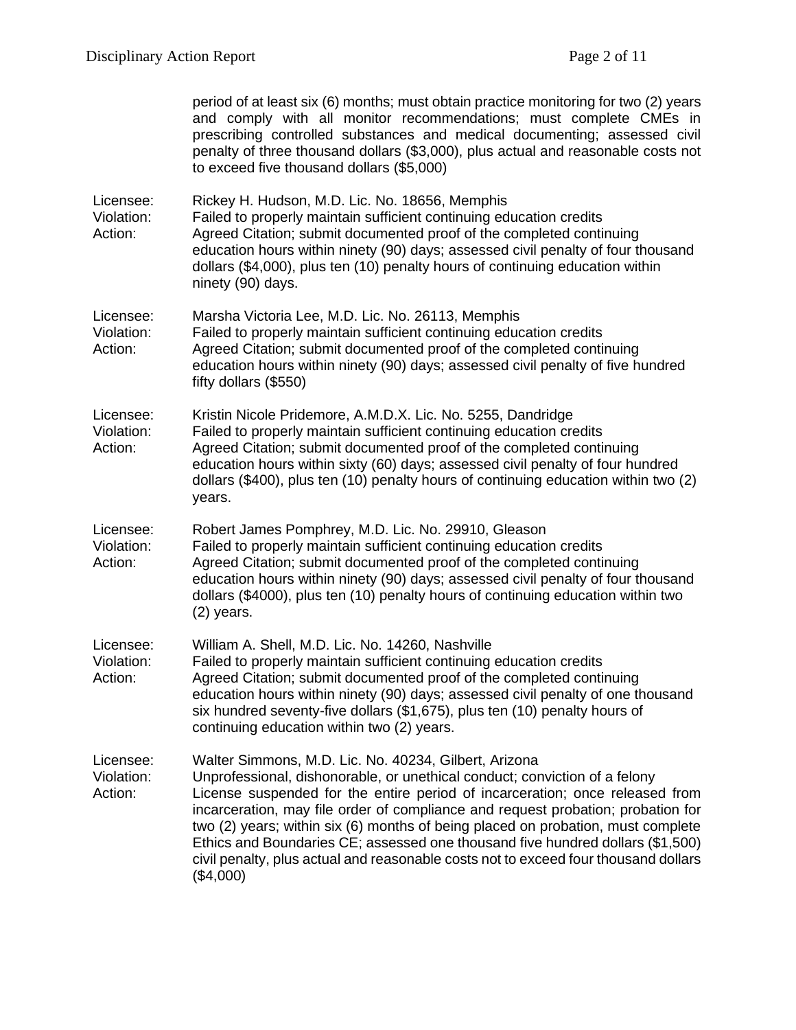period of at least six (6) months; must obtain practice monitoring for two (2) years and comply with all monitor recommendations; must complete CMEs in prescribing controlled substances and medical documenting; assessed civil penalty of three thousand dollars ($3,000), plus actual and reasonable costs not to exceed five thousand dollars ($5,000)

Licensee: Rickey H. Hudson, M.D. Lic. No. 18656, Memphis
Violation: Failed to properly maintain sufficient continuing education credits
Action: Agreed Citation; submit documented proof of the completed continuing education hours within ninety (90) days; assessed civil penalty of four thousand dollars ($4,000), plus ten (10) penalty hours of continuing education within ninety (90) days.

Licensee: Marsha Victoria Lee, M.D. Lic. No. 26113, Memphis
Violation: Failed to properly maintain sufficient continuing education credits
Action: Agreed Citation; submit documented proof of the completed continuing education hours within ninety (90) days; assessed civil penalty of five hundred fifty dollars ($550)

Licensee: Kristin Nicole Pridemore, A.M.D.X. Lic. No. 5255, Dandridge
Violation: Failed to properly maintain sufficient continuing education credits
Action: Agreed Citation; submit documented proof of the completed continuing education hours within sixty (60) days; assessed civil penalty of four hundred dollars ($400), plus ten (10) penalty hours of continuing education within two (2) years.

Licensee: Robert James Pomphrey, M.D. Lic. No. 29910, Gleason
Violation: Failed to properly maintain sufficient continuing education credits
Action: Agreed Citation; submit documented proof of the completed continuing education hours within ninety (90) days; assessed civil penalty of four thousand dollars ($4000), plus ten (10) penalty hours of continuing education within two (2) years.

Licensee: William A. Shell, M.D. Lic. No. 14260, Nashville
Violation: Failed to properly maintain sufficient continuing education credits
Action: Agreed Citation; submit documented proof of the completed continuing education hours within ninety (90) days; assessed civil penalty of one thousand six hundred seventy-five dollars ($1,675), plus ten (10) penalty hours of continuing education within two (2) years.

Licensee: Walter Simmons, M.D. Lic. No. 40234, Gilbert, Arizona
Violation: Unprofessional, dishonorable, or unethical conduct; conviction of a felony
Action: License suspended for the entire period of incarceration; once released from incarceration, may file order of compliance and request probation; probation for two (2) years; within six (6) months of being placed on probation, must complete Ethics and Boundaries CE; assessed one thousand five hundred dollars ($1,500) civil penalty, plus actual and reasonable costs not to exceed four thousand dollars ($4,000)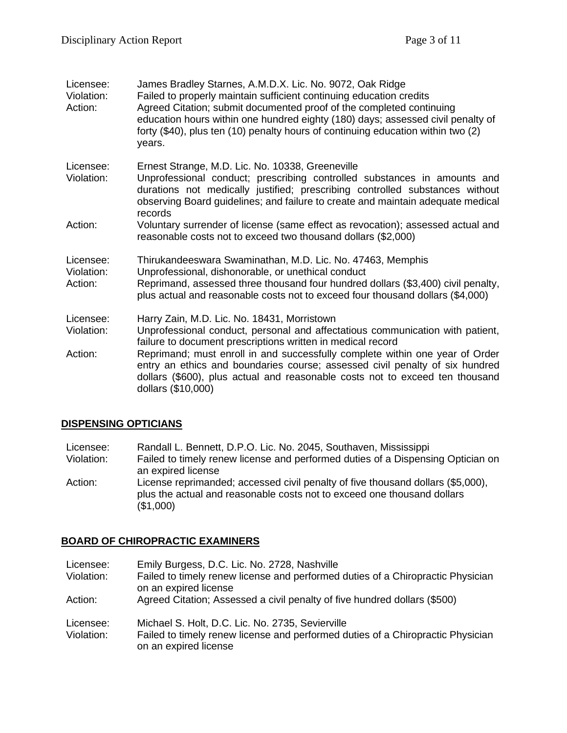Licensee: James Bradley Starnes, A.M.D.X. Lic. No. 9072, Oak Ridge
Violation: Failed to properly maintain sufficient continuing education credits
Action: Agreed Citation; submit documented proof of the completed continuing education hours within one hundred eighty (180) days; assessed civil penalty of forty ($40), plus ten (10) penalty hours of continuing education within two (2) years.

Licensee: Ernest Strange, M.D. Lic. No. 10338, Greeneville
Violation: Unprofessional conduct; prescribing controlled substances in amounts and durations not medically justified; prescribing controlled substances without observing Board guidelines; and failure to create and maintain adequate medical records
Action: Voluntary surrender of license (same effect as revocation); assessed actual and reasonable costs not to exceed two thousand dollars ($2,000)

Licensee: Thirukandeeswara Swaminathan, M.D. Lic. No. 47463, Memphis
Violation: Unprofessional, dishonorable, or unethical conduct
Action: Reprimand, assessed three thousand four hundred dollars ($3,400) civil penalty, plus actual and reasonable costs not to exceed four thousand dollars ($4,000)

Licensee: Harry Zain, M.D. Lic. No. 18431, Morristown
Violation: Unprofessional conduct, personal and affectatious communication with patient, failure to document prescriptions written in medical record
Action: Reprimand; must enroll in and successfully complete within one year of Order entry an ethics and boundaries course; assessed civil penalty of six hundred dollars ($600), plus actual and reasonable costs not to exceed ten thousand dollars ($10,000)

## DISPENSING OPTICIANS

Licensee: Randall L. Bennett, D.P.O. Lic. No. 2045, Southaven, Mississippi
Violation: Failed to timely renew license and performed duties of a Dispensing Optician on an expired license
Action: License reprimanded; accessed civil penalty of five thousand dollars ($5,000), plus the actual and reasonable costs not to exceed one thousand dollars ($1,000)

## BOARD OF CHIROPRACTIC EXAMINERS

Licensee: Emily Burgess, D.C. Lic. No. 2728, Nashville
Violation: Failed to timely renew license and performed duties of a Chiropractic Physician on an expired license
Action: Agreed Citation; Assessed a civil penalty of five hundred dollars ($500)

Licensee: Michael S. Holt, D.C. Lic. No. 2735, Sevierville
Violation: Failed to timely renew license and performed duties of a Chiropractic Physician on an expired license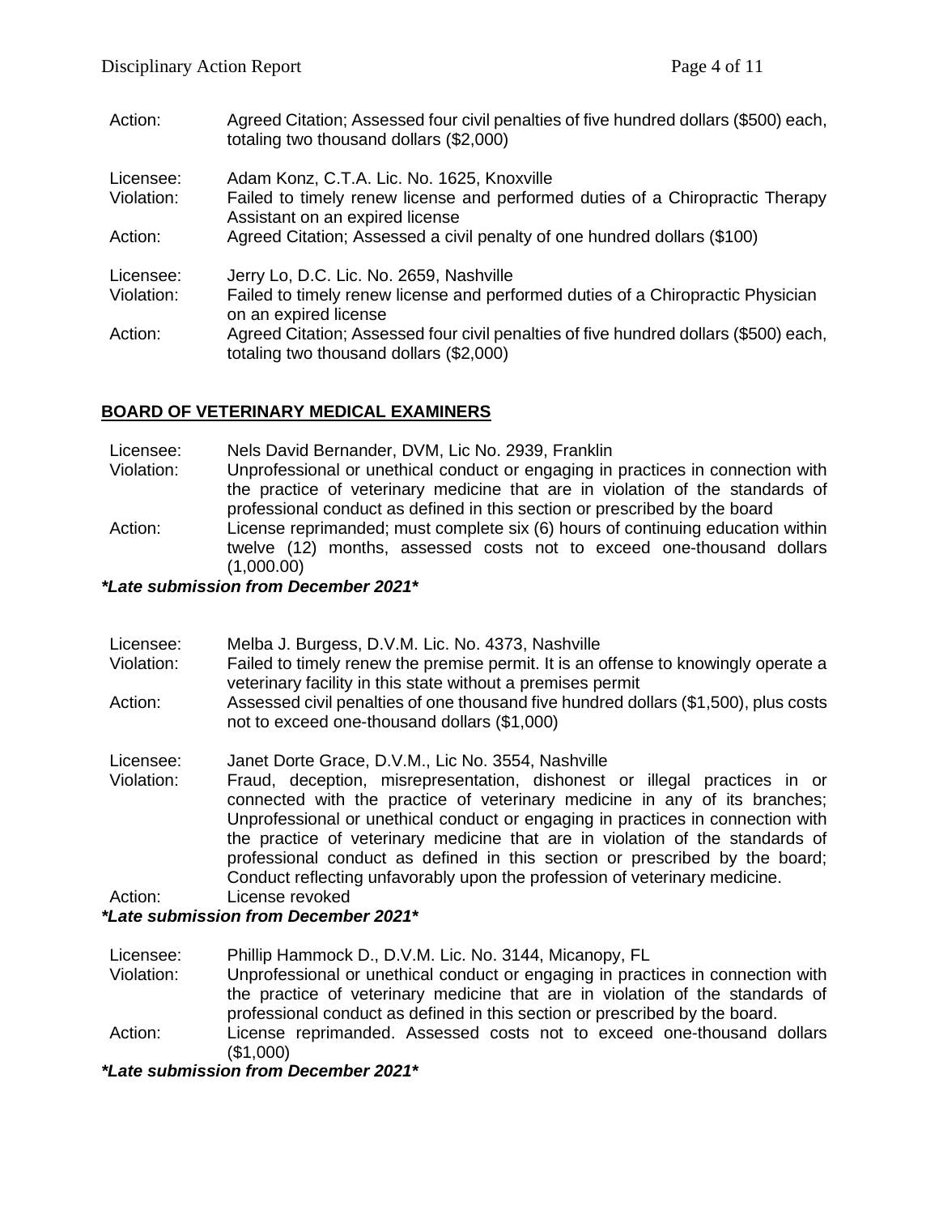Action: Agreed Citation; Assessed four civil penalties of five hundred dollars ($500) each, totaling two thousand dollars ($2,000)

Licensee: Adam Konz, C.T.A. Lic. No. 1625, Knoxville
Violation: Failed to timely renew license and performed duties of a Chiropractic Therapy Assistant on an expired license
Action: Agreed Citation; Assessed a civil penalty of one hundred dollars ($100)

Licensee: Jerry Lo, D.C. Lic. No. 2659, Nashville
Violation: Failed to timely renew license and performed duties of a Chiropractic Physician on an expired license
Action: Agreed Citation; Assessed four civil penalties of five hundred dollars ($500) each, totaling two thousand dollars ($2,000)

## BOARD OF VETERINARY MEDICAL EXAMINERS

Licensee: Nels David Bernander, DVM, Lic No. 2939, Franklin
Violation: Unprofessional or unethical conduct or engaging in practices in connection with the practice of veterinary medicine that are in violation of the standards of professional conduct as defined in this section or prescribed by the board
Action: License reprimanded; must complete six (6) hours of continuing education within twelve (12) months, assessed costs not to exceed one-thousand dollars (1,000.00)

***Late submission from December 2021***

Licensee: Melba J. Burgess, D.V.M. Lic. No. 4373, Nashville
Violation: Failed to timely renew the premise permit. It is an offense to knowingly operate a veterinary facility in this state without a premises permit
Action: Assessed civil penalties of one thousand five hundred dollars ($1,500), plus costs not to exceed one-thousand dollars ($1,000)

Licensee: Janet Dorte Grace, D.V.M., Lic No. 3554, Nashville
Violation: Fraud, deception, misrepresentation, dishonest or illegal practices in or connected with the practice of veterinary medicine in any of its branches; Unprofessional or unethical conduct or engaging in practices in connection with the practice of veterinary medicine that are in violation of the standards of professional conduct as defined in this section or prescribed by the board; Conduct reflecting unfavorably upon the profession of veterinary medicine.
Action: License revoked

***Late submission from December 2021***

Licensee: Phillip Hammock D., D.V.M. Lic. No. 3144, Micanopy, FL
Violation: Unprofessional or unethical conduct or engaging in practices in connection with the practice of veterinary medicine that are in violation of the standards of professional conduct as defined in this section or prescribed by the board.
Action: License reprimanded. Assessed costs not to exceed one-thousand dollars ($1,000)

***Late submission from December 2021***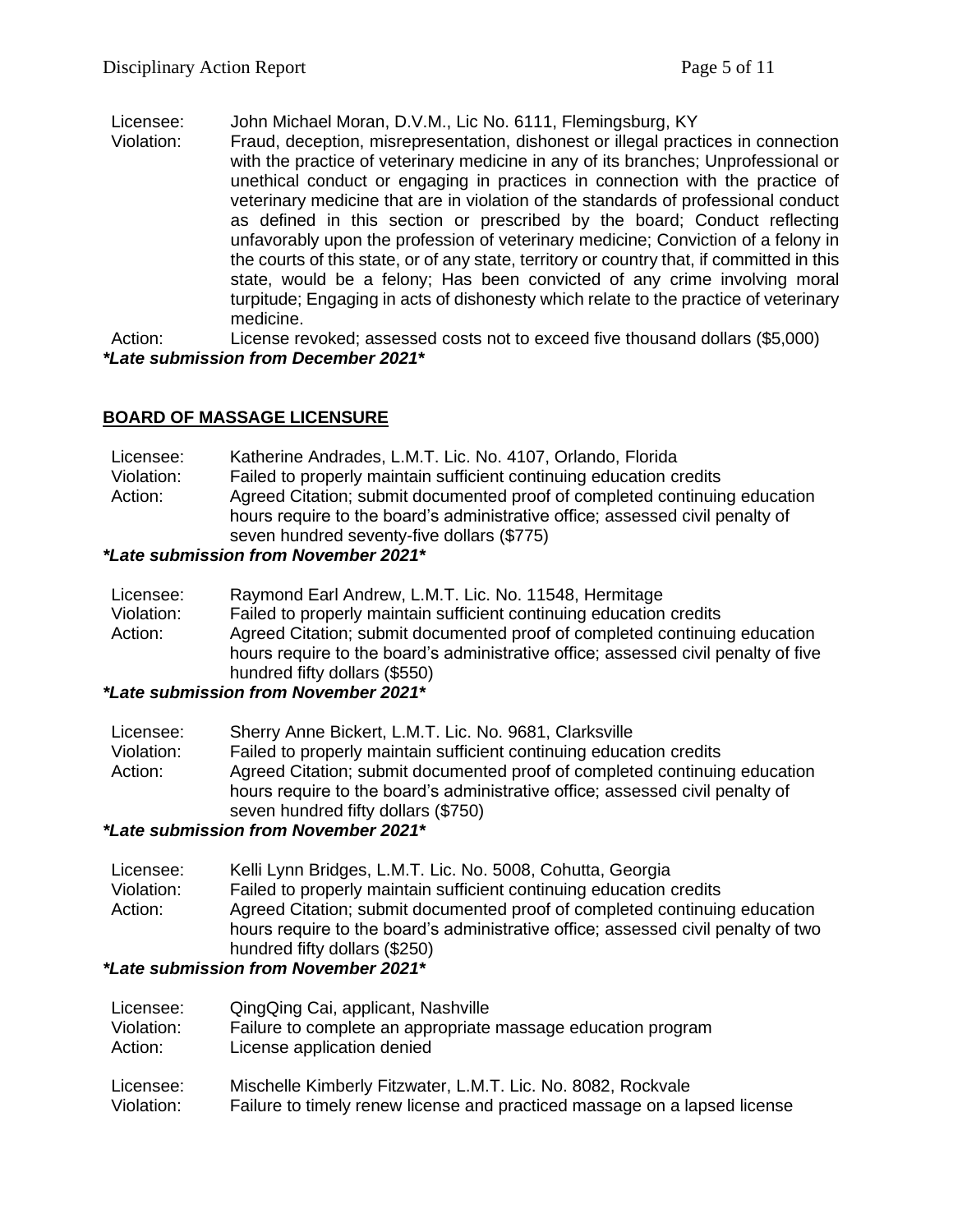Licensee: John Michael Moran, D.V.M., Lic No. 6111, Flemingsburg, KY
Violation: Fraud, deception, misrepresentation, dishonest or illegal practices in connection with the practice of veterinary medicine in any of its branches; Unprofessional or unethical conduct or engaging in practices in connection with the practice of veterinary medicine that are in violation of the standards of professional conduct as defined in this section or prescribed by the board; Conduct reflecting unfavorably upon the profession of veterinary medicine; Conviction of a felony in the courts of this state, or of any state, territory or country that, if committed in this state, would be a felony; Has been convicted of any crime involving moral turpitude; Engaging in acts of dishonesty which relate to the practice of veterinary medicine.
Action: License revoked; assessed costs not to exceed five thousand dollars ($5,000)

***Late submission from December 2021***

## BOARD OF MASSAGE LICENSURE

Licensee: Katherine Andrades, L.M.T. Lic. No. 4107, Orlando, Florida
Violation: Failed to properly maintain sufficient continuing education credits
Action: Agreed Citation; submit documented proof of completed continuing education hours require to the board's administrative office; assessed civil penalty of seven hundred seventy-five dollars ($775)

***Late submission from November 2021***

Licensee: Raymond Earl Andrew, L.M.T. Lic. No. 11548, Hermitage
Violation: Failed to properly maintain sufficient continuing education credits
Action: Agreed Citation; submit documented proof of completed continuing education hours require to the board's administrative office; assessed civil penalty of five hundred fifty dollars ($550)

***Late submission from November 2021***

Licensee: Sherry Anne Bickert, L.M.T. Lic. No. 9681, Clarksville
Violation: Failed to properly maintain sufficient continuing education credits
Action: Agreed Citation; submit documented proof of completed continuing education hours require to the board's administrative office; assessed civil penalty of seven hundred fifty dollars ($750)

***Late submission from November 2021***

Licensee: Kelli Lynn Bridges, L.M.T. Lic. No. 5008, Cohutta, Georgia
Violation: Failed to properly maintain sufficient continuing education credits
Action: Agreed Citation; submit documented proof of completed continuing education hours require to the board's administrative office; assessed civil penalty of two hundred fifty dollars ($250)

***Late submission from November 2021***

Licensee: QingQing Cai, applicant, Nashville
Violation: Failure to complete an appropriate massage education program
Action: License application denied

Licensee: Mischelle Kimberly Fitzwater, L.M.T. Lic. No. 8082, Rockvale
Violation: Failure to timely renew license and practiced massage on a lapsed license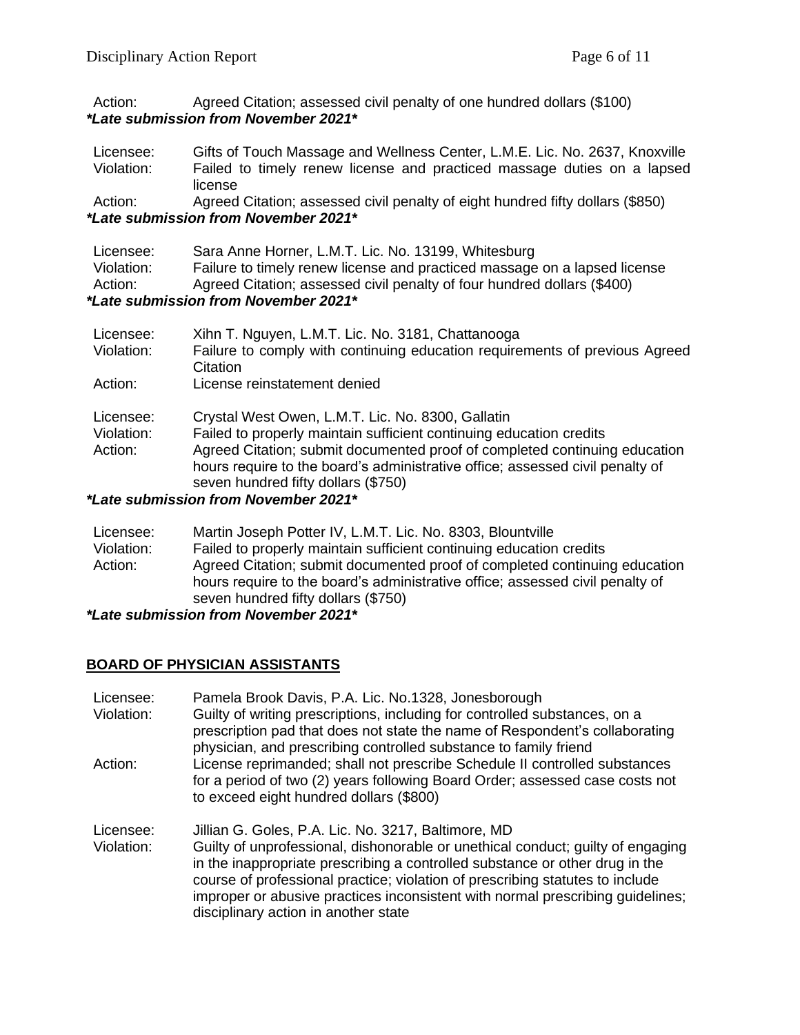Action: Agreed Citation; assessed civil penalty of one hundred dollars ($100)
***Late submission from November 2021***

Licensee: Gifts of Touch Massage and Wellness Center, L.M.E. Lic. No. 2637, Knoxville
Violation: Failed to timely renew license and practiced massage duties on a lapsed license
Action: Agreed Citation; assessed civil penalty of eight hundred fifty dollars ($850)
***Late submission from November 2021***

Licensee: Sara Anne Horner, L.M.T. Lic. No. 13199, Whitesburg
Violation: Failure to timely renew license and practiced massage on a lapsed license
Action: Agreed Citation; assessed civil penalty of four hundred dollars ($400)
***Late submission from November 2021***

Licensee: Xihn T. Nguyen, L.M.T. Lic. No. 3181, Chattanooga
Violation: Failure to comply with continuing education requirements of previous Agreed Citation
Action: License reinstatement denied

Licensee: Crystal West Owen, L.M.T. Lic. No. 8300, Gallatin
Violation: Failed to properly maintain sufficient continuing education credits
Action: Agreed Citation; submit documented proof of completed continuing education hours require to the board's administrative office; assessed civil penalty of seven hundred fifty dollars ($750)
***Late submission from November 2021***

Licensee: Martin Joseph Potter IV, L.M.T. Lic. No. 8303, Blountville
Violation: Failed to properly maintain sufficient continuing education credits
Action: Agreed Citation; submit documented proof of completed continuing education hours require to the board's administrative office; assessed civil penalty of seven hundred fifty dollars ($750)
***Late submission from November 2021***

## BOARD OF PHYSICIAN ASSISTANTS

Licensee: Pamela Brook Davis, P.A. Lic. No.1328, Jonesborough
Violation: Guilty of writing prescriptions, including for controlled substances, on a prescription pad that does not state the name of Respondent's collaborating physician, and prescribing controlled substance to family friend
Action: License reprimanded; shall not prescribe Schedule II controlled substances for a period of two (2) years following Board Order; assessed case costs not to exceed eight hundred dollars ($800)

Licensee: Jillian G. Goles, P.A. Lic. No. 3217, Baltimore, MD
Violation: Guilty of unprofessional, dishonorable or unethical conduct; guilty of engaging in the inappropriate prescribing a controlled substance or other drug in the course of professional practice; violation of prescribing statutes to include improper or abusive practices inconsistent with normal prescribing guidelines; disciplinary action in another state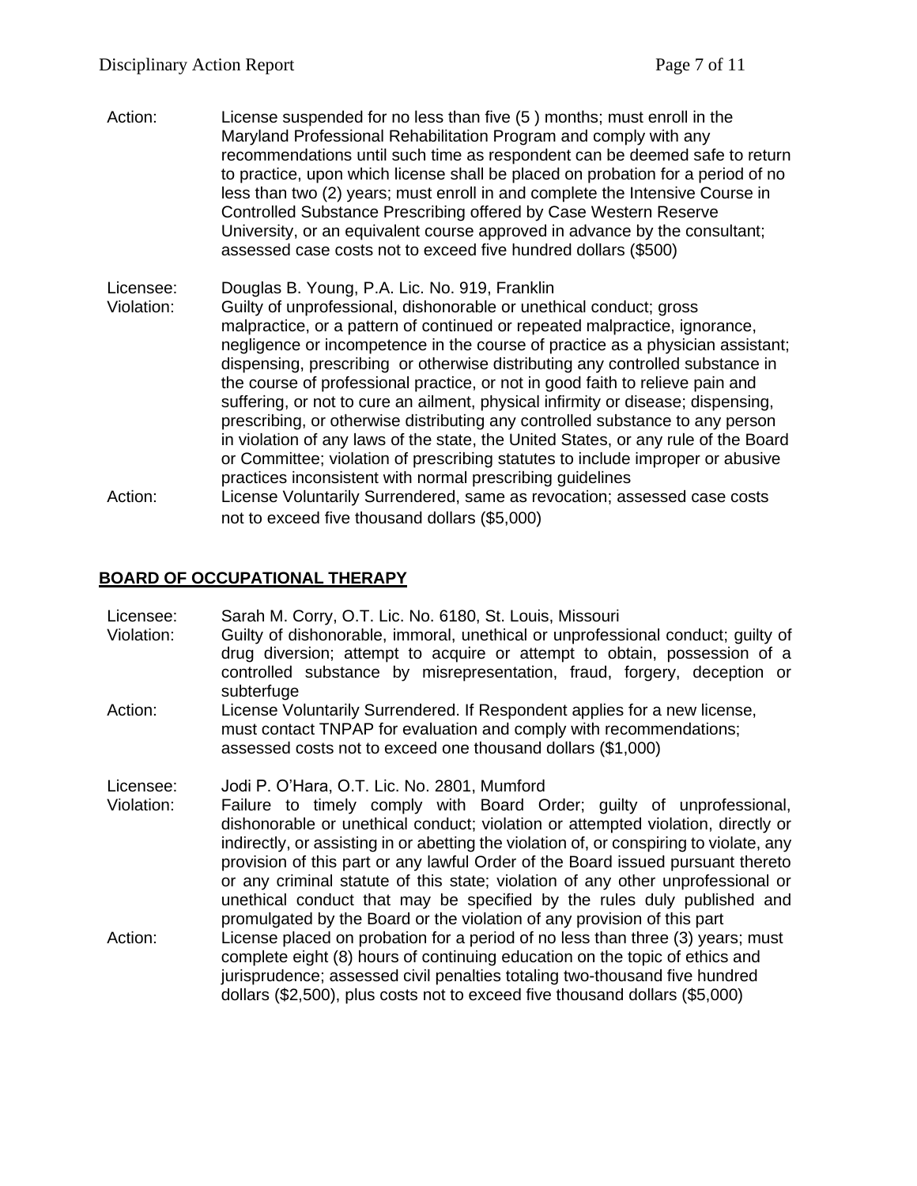Action: License suspended for no less than five (5 ) months; must enroll in the Maryland Professional Rehabilitation Program and comply with any recommendations until such time as respondent can be deemed safe to return to practice, upon which license shall be placed on probation for a period of no less than two (2) years; must enroll in and complete the Intensive Course in Controlled Substance Prescribing offered by Case Western Reserve University, or an equivalent course approved in advance by the consultant; assessed case costs not to exceed five hundred dollars ($500)

Licensee: Douglas B. Young, P.A. Lic. No. 919, Franklin
Violation: Guilty of unprofessional, dishonorable or unethical conduct; gross malpractice, or a pattern of continued or repeated malpractice, ignorance, negligence or incompetence in the course of practice as a physician assistant; dispensing, prescribing or otherwise distributing any controlled substance in the course of professional practice, or not in good faith to relieve pain and suffering, or not to cure an ailment, physical infirmity or disease; dispensing, prescribing, or otherwise distributing any controlled substance to any person in violation of any laws of the state, the United States, or any rule of the Board or Committee; violation of prescribing statutes to include improper or abusive practices inconsistent with normal prescribing guidelines
Action: License Voluntarily Surrendered, same as revocation; assessed case costs not to exceed five thousand dollars ($5,000)

## BOARD OF OCCUPATIONAL THERAPY

Licensee: Sarah M. Corry, O.T. Lic. No. 6180, St. Louis, Missouri
Violation: Guilty of dishonorable, immoral, unethical or unprofessional conduct; guilty of drug diversion; attempt to acquire or attempt to obtain, possession of a controlled substance by misrepresentation, fraud, forgery, deception or subterfuge
Action: License Voluntarily Surrendered. If Respondent applies for a new license, must contact TNPAP for evaluation and comply with recommendations; assessed costs not to exceed one thousand dollars ($1,000)

Licensee: Jodi P. O'Hara, O.T. Lic. No. 2801, Mumford
Violation: Failure to timely comply with Board Order; guilty of unprofessional, dishonorable or unethical conduct; violation or attempted violation, directly or indirectly, or assisting in or abetting the violation of, or conspiring to violate, any provision of this part or any lawful Order of the Board issued pursuant thereto or any criminal statute of this state; violation of any other unprofessional or unethical conduct that may be specified by the rules duly published and promulgated by the Board or the violation of any provision of this part
Action: License placed on probation for a period of no less than three (3) years; must complete eight (8) hours of continuing education on the topic of ethics and jurisprudence; assessed civil penalties totaling two-thousand five hundred dollars ($2,500), plus costs not to exceed five thousand dollars ($5,000)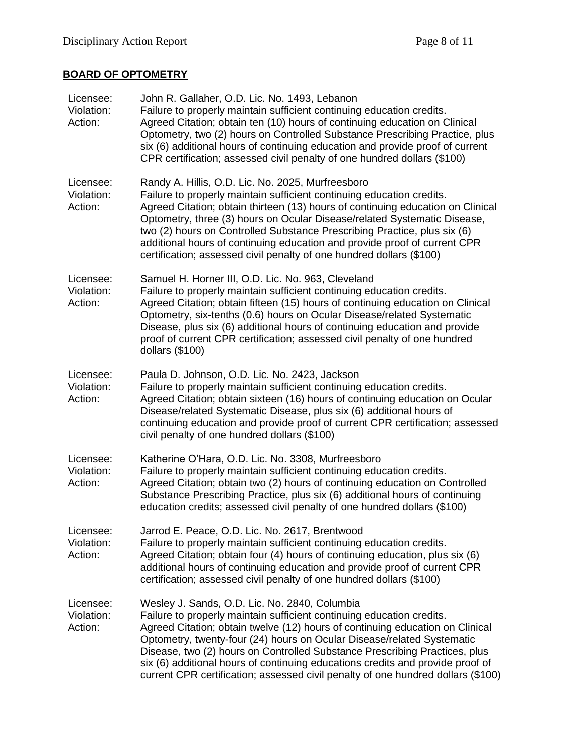## BOARD OF OPTOMETRY

Licensee: John R. Gallaher, O.D. Lic. No. 1493, Lebanon
Violation: Failure to properly maintain sufficient continuing education credits.
Action: Agreed Citation; obtain ten (10) hours of continuing education on Clinical Optometry, two (2) hours on Controlled Substance Prescribing Practice, plus six (6) additional hours of continuing education and provide proof of current CPR certification; assessed civil penalty of one hundred dollars ($100)

Licensee: Randy A. Hillis, O.D. Lic. No. 2025, Murfreesboro
Violation: Failure to properly maintain sufficient continuing education credits.
Action: Agreed Citation; obtain thirteen (13) hours of continuing education on Clinical Optometry, three (3) hours on Ocular Disease/related Systematic Disease, two (2) hours on Controlled Substance Prescribing Practice, plus six (6) additional hours of continuing education and provide proof of current CPR certification; assessed civil penalty of one hundred dollars ($100)

Licensee: Samuel H. Horner III, O.D. Lic. No. 963, Cleveland
Violation: Failure to properly maintain sufficient continuing education credits.
Action: Agreed Citation; obtain fifteen (15) hours of continuing education on Clinical Optometry, six-tenths (0.6) hours on Ocular Disease/related Systematic Disease, plus six (6) additional hours of continuing education and provide proof of current CPR certification; assessed civil penalty of one hundred dollars ($100)

Licensee: Paula D. Johnson, O.D. Lic. No. 2423, Jackson
Violation: Failure to properly maintain sufficient continuing education credits.
Action: Agreed Citation; obtain sixteen (16) hours of continuing education on Ocular Disease/related Systematic Disease, plus six (6) additional hours of continuing education and provide proof of current CPR certification; assessed civil penalty of one hundred dollars ($100)

Licensee: Katherine O'Hara, O.D. Lic. No. 3308, Murfreesboro
Violation: Failure to properly maintain sufficient continuing education credits.
Action: Agreed Citation; obtain two (2) hours of continuing education on Controlled Substance Prescribing Practice, plus six (6) additional hours of continuing education credits; assessed civil penalty of one hundred dollars ($100)

Licensee: Jarrod E. Peace, O.D. Lic. No. 2617, Brentwood
Violation: Failure to properly maintain sufficient continuing education credits.
Action: Agreed Citation; obtain four (4) hours of continuing education, plus six (6) additional hours of continuing education and provide proof of current CPR certification; assessed civil penalty of one hundred dollars ($100)

Licensee: Wesley J. Sands, O.D. Lic. No. 2840, Columbia
Violation: Failure to properly maintain sufficient continuing education credits.
Action: Agreed Citation; obtain twelve (12) hours of continuing education on Clinical Optometry, twenty-four (24) hours on Ocular Disease/related Systematic Disease, two (2) hours on Controlled Substance Prescribing Practices, plus six (6) additional hours of continuing educations credits and provide proof of current CPR certification; assessed civil penalty of one hundred dollars ($100)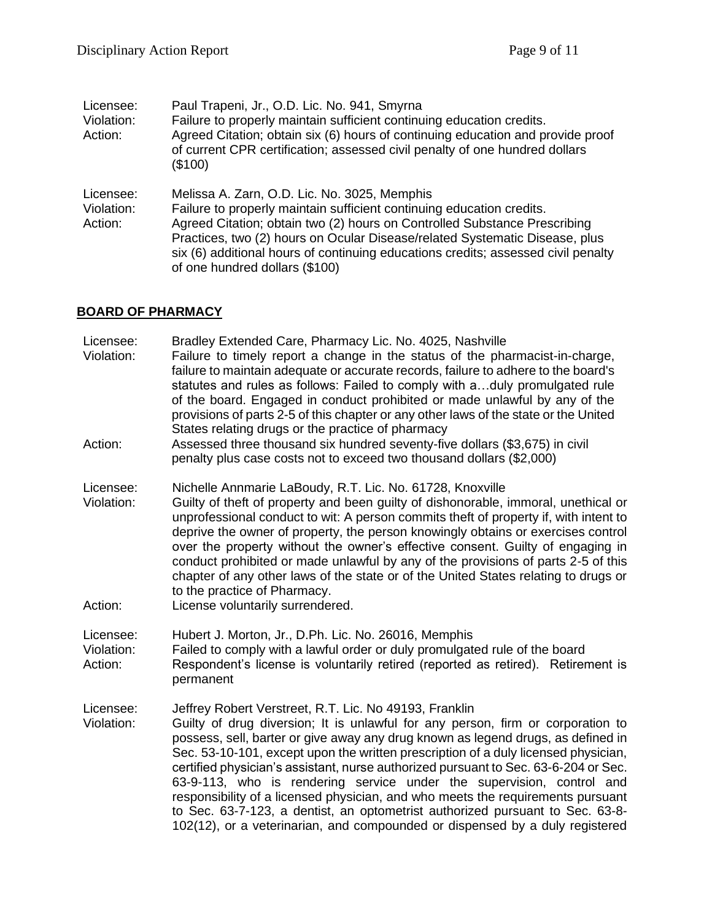Licensee: Paul Trapeni, Jr., O.D. Lic. No. 941, Smyrna
Violation: Failure to properly maintain sufficient continuing education credits.
Action: Agreed Citation; obtain six (6) hours of continuing education and provide proof of current CPR certification; assessed civil penalty of one hundred dollars ($100)

Licensee: Melissa A. Zarn, O.D. Lic. No. 3025, Memphis
Violation: Failure to properly maintain sufficient continuing education credits.
Action: Agreed Citation; obtain two (2) hours on Controlled Substance Prescribing Practices, two (2) hours on Ocular Disease/related Systematic Disease, plus six (6) additional hours of continuing educations credits; assessed civil penalty of one hundred dollars ($100)

## BOARD OF PHARMACY

Licensee: Bradley Extended Care, Pharmacy Lic. No. 4025, Nashville
Violation: Failure to timely report a change in the status of the pharmacist-in-charge, failure to maintain adequate or accurate records, failure to adhere to the board's statutes and rules as follows: Failed to comply with a…duly promulgated rule of the board. Engaged in conduct prohibited or made unlawful by any of the provisions of parts 2-5 of this chapter or any other laws of the state or the United States relating drugs or the practice of pharmacy
Action: Assessed three thousand six hundred seventy-five dollars ($3,675) in civil penalty plus case costs not to exceed two thousand dollars ($2,000)

Licensee: Nichelle Annmarie LaBoudy, R.T. Lic. No. 61728, Knoxville
Violation: Guilty of theft of property and been guilty of dishonorable, immoral, unethical or unprofessional conduct to wit: A person commits theft of property if, with intent to deprive the owner of property, the person knowingly obtains or exercises control over the property without the owner's effective consent. Guilty of engaging in conduct prohibited or made unlawful by any of the provisions of parts 2-5 of this chapter of any other laws of the state or of the United States relating to drugs or to the practice of Pharmacy.
Action: License voluntarily surrendered.

Licensee: Hubert J. Morton, Jr., D.Ph. Lic. No. 26016, Memphis
Violation: Failed to comply with a lawful order or duly promulgated rule of the board
Action: Respondent's license is voluntarily retired (reported as retired). Retirement is permanent

Licensee: Jeffrey Robert Verstreet, R.T. Lic. No 49193, Franklin
Violation: Guilty of drug diversion; It is unlawful for any person, firm or corporation to possess, sell, barter or give away any drug known as legend drugs, as defined in Sec. 53-10-101, except upon the written prescription of a duly licensed physician, certified physician's assistant, nurse authorized pursuant to Sec. 63-6-204 or Sec. 63-9-113, who is rendering service under the supervision, control and responsibility of a licensed physician, and who meets the requirements pursuant to Sec. 63-7-123, a dentist, an optometrist authorized pursuant to Sec. 63-8-102(12), or a veterinarian, and compounded or dispensed by a duly registered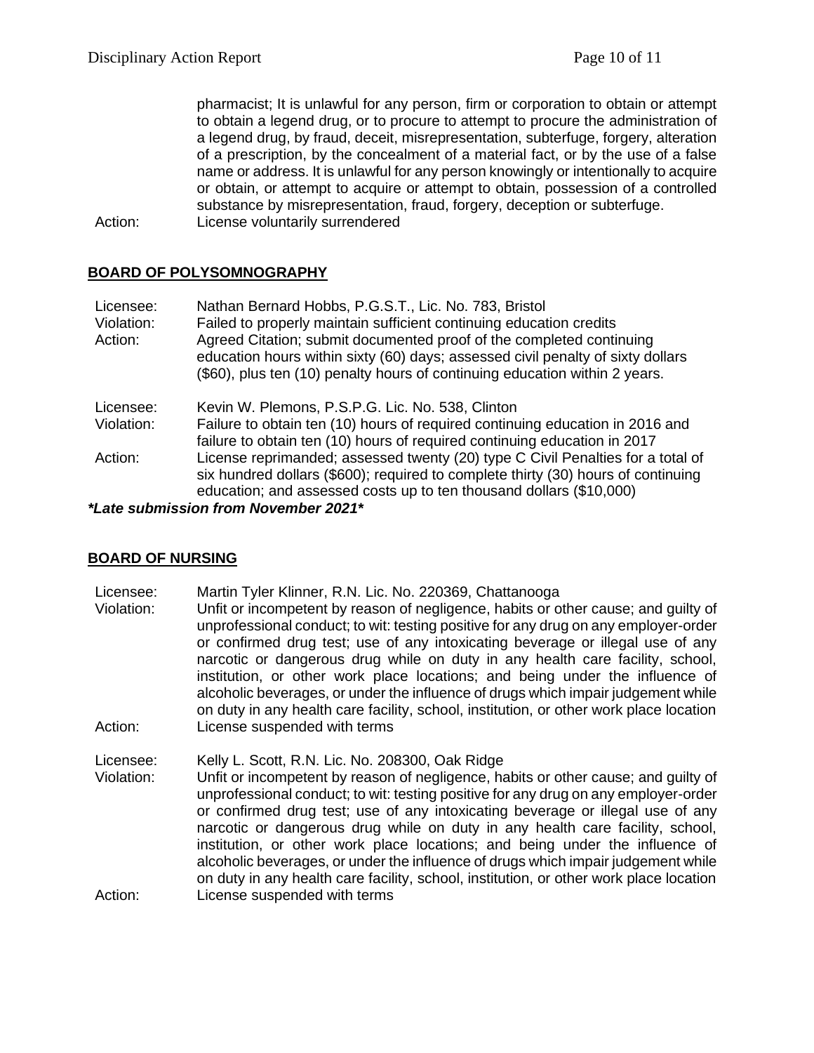pharmacist; It is unlawful for any person, firm or corporation to obtain or attempt to obtain a legend drug, or to procure to attempt to procure the administration of a legend drug, by fraud, deceit, misrepresentation, subterfuge, forgery, alteration of a prescription, by the concealment of a material fact, or by the use of a false name or address. It is unlawful for any person knowingly or intentionally to acquire or obtain, or attempt to acquire or attempt to obtain, possession of a controlled substance by misrepresentation, fraud, forgery, deception or subterfuge.

Action: License voluntarily surrendered

## **BOARD OF POLYSOMNOGRAPHY**

Licensee: Nathan Bernard Hobbs, P.G.S.T., Lic. No. 783, Bristol
Violation: Failed to properly maintain sufficient continuing education credits
Action: Agreed Citation; submit documented proof of the completed continuing education hours within sixty (60) days; assessed civil penalty of sixty dollars ($60), plus ten (10) penalty hours of continuing education within 2 years.

Licensee: Kevin W. Plemons, P.S.P.G. Lic. No. 538, Clinton
Violation: Failure to obtain ten (10) hours of required continuing education in 2016 and failure to obtain ten (10) hours of required continuing education in 2017
Action: License reprimanded; assessed twenty (20) type C Civil Penalties for a total of six hundred dollars ($600); required to complete thirty (30) hours of continuing education; and assessed costs up to ten thousand dollars ($10,000)

***Late submission from November 2021***

## **BOARD OF NURSING**

Licensee: Martin Tyler Klinner, R.N. Lic. No. 220369, Chattanooga
Violation: Unfit or incompetent by reason of negligence, habits or other cause; and guilty of unprofessional conduct; to wit: testing positive for any drug on any employer-order or confirmed drug test; use of any intoxicating beverage or illegal use of any narcotic or dangerous drug while on duty in any health care facility, school, institution, or other work place locations; and being under the influence of alcoholic beverages, or under the influence of drugs which impair judgement while on duty in any health care facility, school, institution, or other work place location
Action: License suspended with terms

Licensee: Kelly L. Scott, R.N. Lic. No. 208300, Oak Ridge
Violation: Unfit or incompetent by reason of negligence, habits or other cause; and guilty of unprofessional conduct; to wit: testing positive for any drug on any employer-order or confirmed drug test; use of any intoxicating beverage or illegal use of any narcotic or dangerous drug while on duty in any health care facility, school, institution, or other work place locations; and being under the influence of alcoholic beverages, or under the influence of drugs which impair judgement while on duty in any health care facility, school, institution, or other work place location
Action: License suspended with terms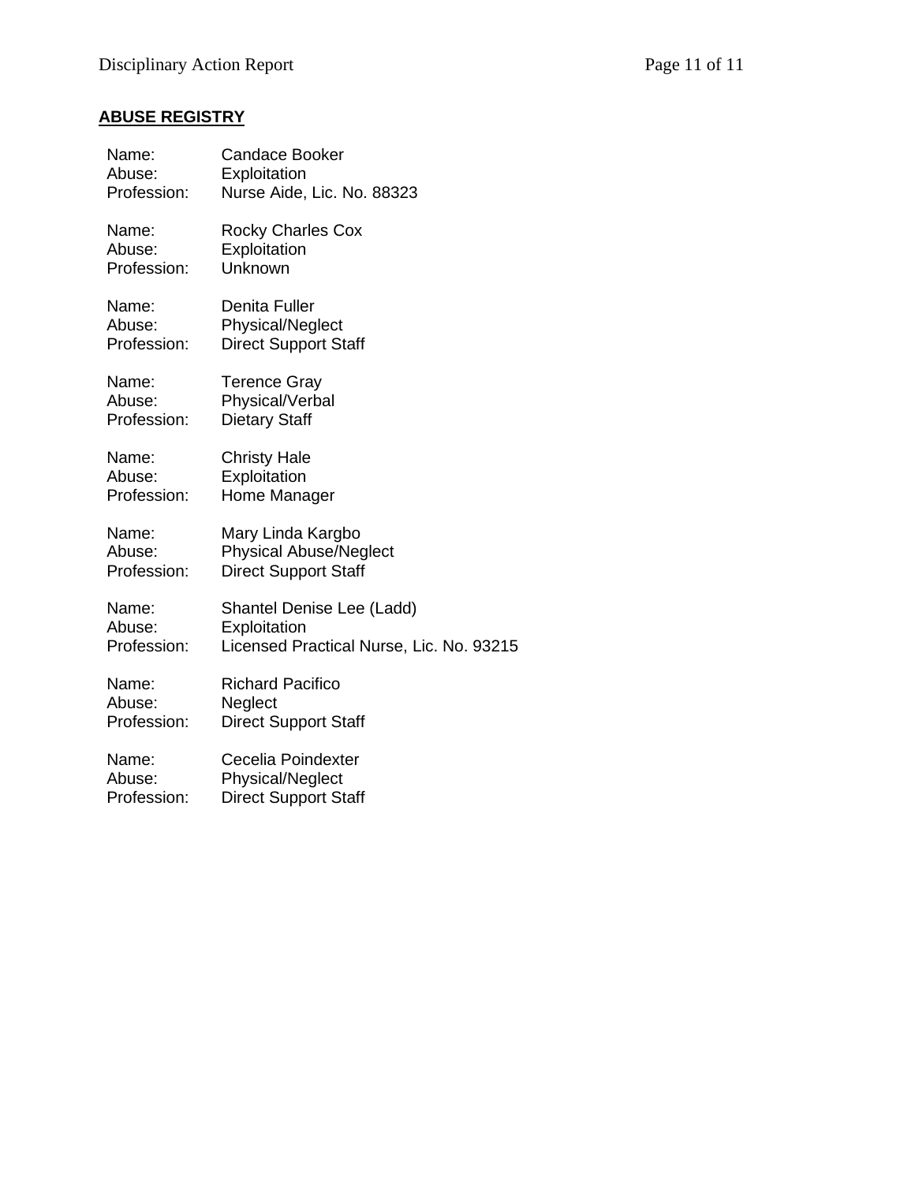## ABUSE REGISTRY

Name: Candace Booker
Abuse: Exploitation
Profession: Nurse Aide, Lic. No. 88323

Name: Rocky Charles Cox
Abuse: Exploitation
Profession: Unknown

Name: Denita Fuller
Abuse: Physical/Neglect
Profession: Direct Support Staff

Name: Terence Gray
Abuse: Physical/Verbal
Profession: Dietary Staff

Name: Christy Hale
Abuse: Exploitation
Profession: Home Manager

Name: Mary Linda Kargbo
Abuse: Physical Abuse/Neglect
Profession: Direct Support Staff

Name: Shantel Denise Lee (Ladd)
Abuse: Exploitation
Profession: Licensed Practical Nurse, Lic. No. 93215

Name: Richard Pacifico
Abuse: Neglect
Profession: Direct Support Staff

Name: Cecelia Poindexter
Abuse: Physical/Neglect
Profession: Direct Support Staff